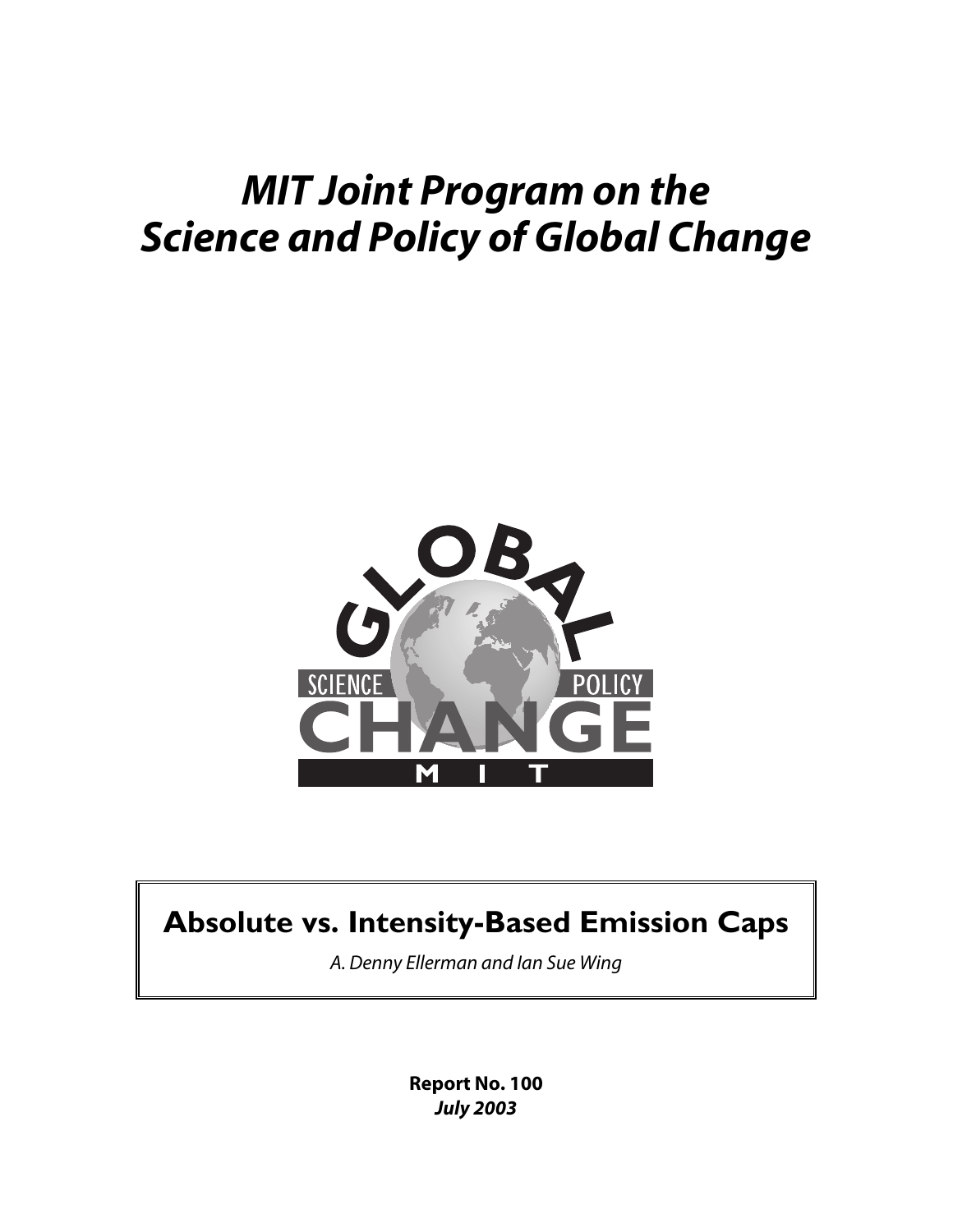# *MIT Joint Program on the Science and Policy of Global Change*

## Absolute vs. Intensity-Based Emission Caps

*A. Denny Ellerman and Ian Sue Wing*

**Report No. 100**
***July 2003***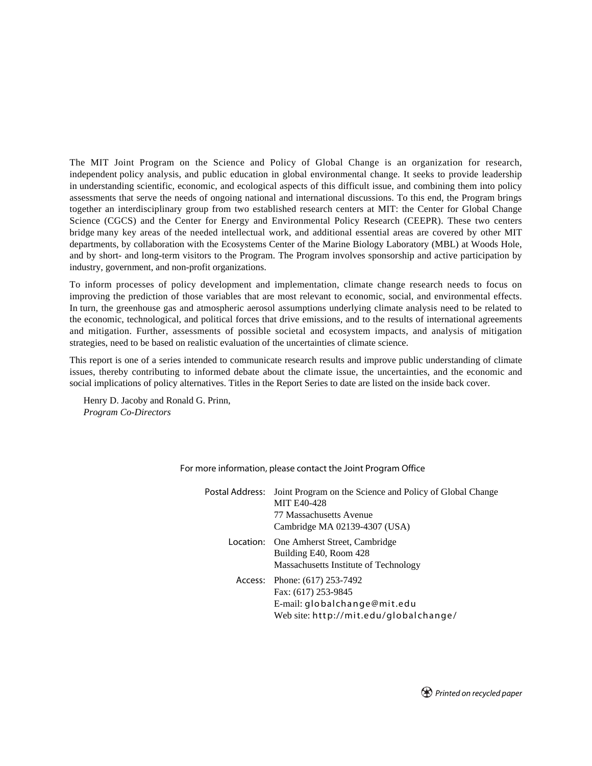The MIT Joint Program on the Science and Policy of Global Change is an organization for research, independent policy analysis, and public education in global environmental change. It seeks to provide leadership in understanding scientific, economic, and ecological aspects of this difficult issue, and combining them into policy assessments that serve the needs of ongoing national and international discussions. To this end, the Program brings together an interdisciplinary group from two established research centers at MIT: the Center for Global Change Science (CGCS) and the Center for Energy and Environmental Policy Research (CEEPR). These two centers bridge many key areas of the needed intellectual work, and additional essential areas are covered by other MIT departments, by collaboration with the Ecosystems Center of the Marine Biology Laboratory (MBL) at Woods Hole, and by short- and long-term visitors to the Program. The Program involves sponsorship and active participation by industry, government, and non-profit organizations.

To inform processes of policy development and implementation, climate change research needs to focus on improving the prediction of those variables that are most relevant to economic, social, and environmental effects. In turn, the greenhouse gas and atmospheric aerosol assumptions underlying climate analysis need to be related to the economic, technological, and political forces that drive emissions, and to the results of international agreements and mitigation. Further, assessments of possible societal and ecosystem impacts, and analysis of mitigation strategies, need to be based on realistic evaluation of the uncertainties of climate science.

This report is one of a series intended to communicate research results and improve public understanding of climate issues, thereby contributing to informed debate about the climate issue, the uncertainties, and the economic and social implications of policy alternatives. Titles in the Report Series to date are listed on the inside back cover.

Henry D. Jacoby and Ronald G. Prinn,
*Program Co-Directors*

For more information, please contact the Joint Program Office

Postal Address: Joint Program on the Science and Policy of Global Change
MIT E40-428
77 Massachusetts Avenue
Cambridge MA 02139-4307 (USA)

Location: One Amherst Street, Cambridge
Building E40, Room 428
Massachusetts Institute of Technology

Access: Phone: (617) 253-7492
Fax: (617) 253-9845
E-mail: globalchange@mit.edu
Web site: http://mit.edu/globalchange/

*Printed on recycled paper*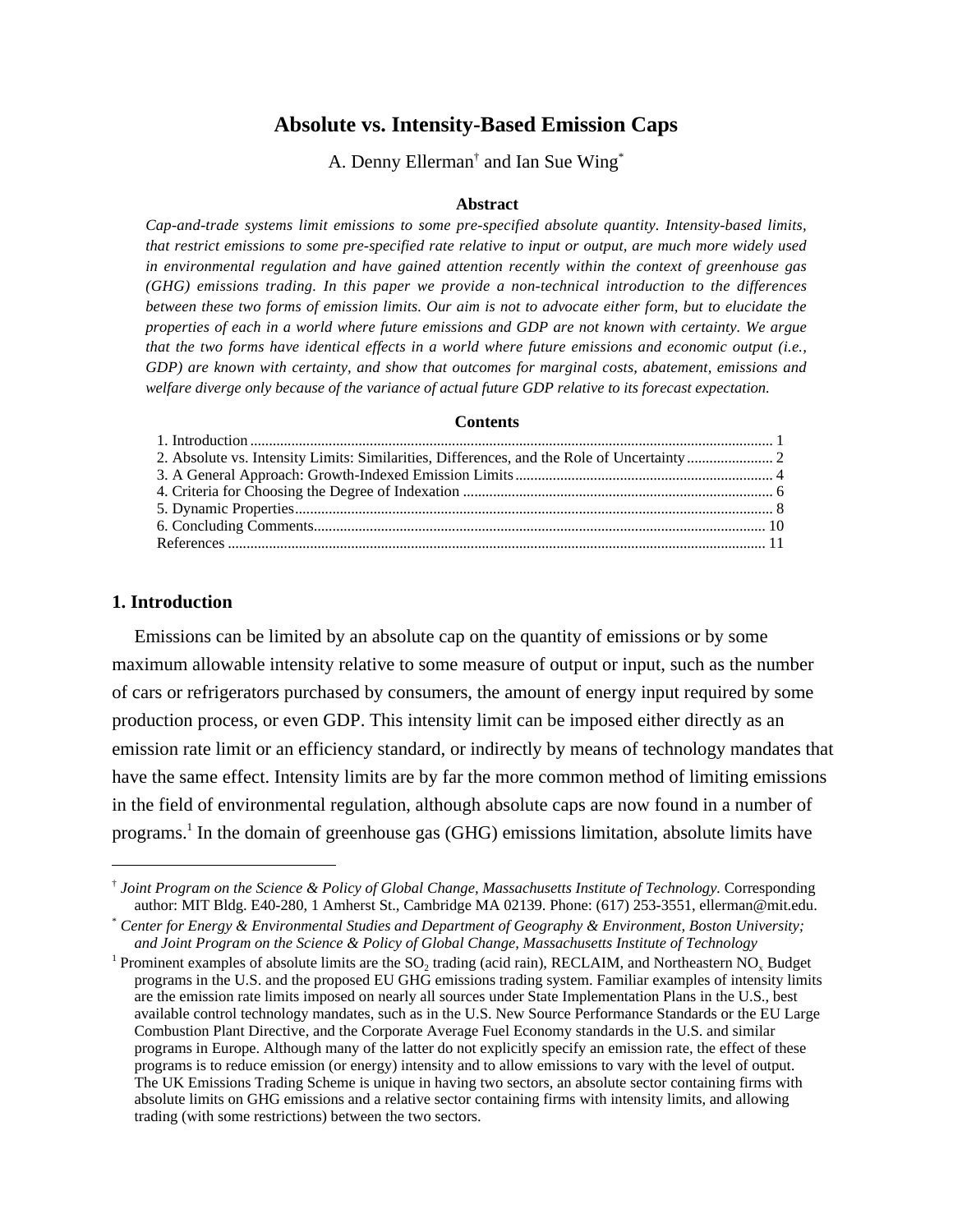# Absolute vs. Intensity-Based Emission Caps

A. Denny Ellerman[†] and Ian Sue Wing[*]

### Abstract

*Cap-and-trade systems limit emissions to some pre-specified absolute quantity. Intensity-based limits, that restrict emissions to some pre-specified rate relative to input or output, are much more widely used in environmental regulation and have gained attention recently within the context of greenhouse gas (GHG) emissions trading. In this paper we provide a non-technical introduction to the differences between these two forms of emission limits. Our aim is not to advocate either form, but to elucidate the properties of each in a world where future emissions and GDP are not known with certainty. We argue that the two forms have identical effects in a world where future emissions and economic output (i.e., GDP) are known with certainty, and show that outcomes for marginal costs, abatement, emissions and welfare diverge only because of the variance of actual future GDP relative to its forecast expectation.*

### Contents

1. Introduction ........ 1
2. Absolute vs. Intensity Limits: Similarities, Differences, and the Role of Uncertainty ........ 2
3. A General Approach: Growth-Indexed Emission Limits ........ 4
4. Criteria for Choosing the Degree of Indexation ........ 6
5. Dynamic Properties ........ 8
6. Concluding Comments ........ 10

References ........ 11

## 1. Introduction

Emissions can be limited by an absolute cap on the quantity of emissions or by some maximum allowable intensity relative to some measure of output or input, such as the number of cars or refrigerators purchased by consumers, the amount of energy input required by some production process, or even GDP. This intensity limit can be imposed either directly as an emission rate limit or an efficiency standard, or indirectly by means of technology mandates that have the same effect. Intensity limits are by far the more common method of limiting emissions in the field of environmental regulation, although absolute caps are now found in a number of programs.[1] In the domain of greenhouse gas (GHG) emissions limitation, absolute limits have

---

[†] *Joint Program on the Science & Policy of Global Change, Massachusetts Institute of Technology.* Corresponding author: MIT Bldg. E40-280, 1 Amherst St., Cambridge MA 02139. Phone: (617) 253-3551, ellerman@mit.edu.

[*] *Center for Energy & Environmental Studies and Department of Geography & Environment, Boston University; and Joint Program on the Science & Policy of Global Change, Massachusetts Institute of Technology*

[1] Prominent examples of absolute limits are the $SO_2$ trading (acid rain), RECLAIM, and Northeastern $NO_x$ Budget programs in the U.S. and the proposed EU GHG emissions trading system. Familiar examples of intensity limits are the emission rate limits imposed on nearly all sources under State Implementation Plans in the U.S., best available control technology mandates, such as in the U.S. New Source Performance Standards or the EU Large Combustion Plant Directive, and the Corporate Average Fuel Economy standards in the U.S. and similar programs in Europe. Although many of the latter do not explicitly specify an emission rate, the effect of these programs is to reduce emission (or energy) intensity and to allow emissions to vary with the level of output. The UK Emissions Trading Scheme is unique in having two sectors, an absolute sector containing firms with absolute limits on GHG emissions and a relative sector containing firms with intensity limits, and allowing trading (with some restrictions) between the two sectors.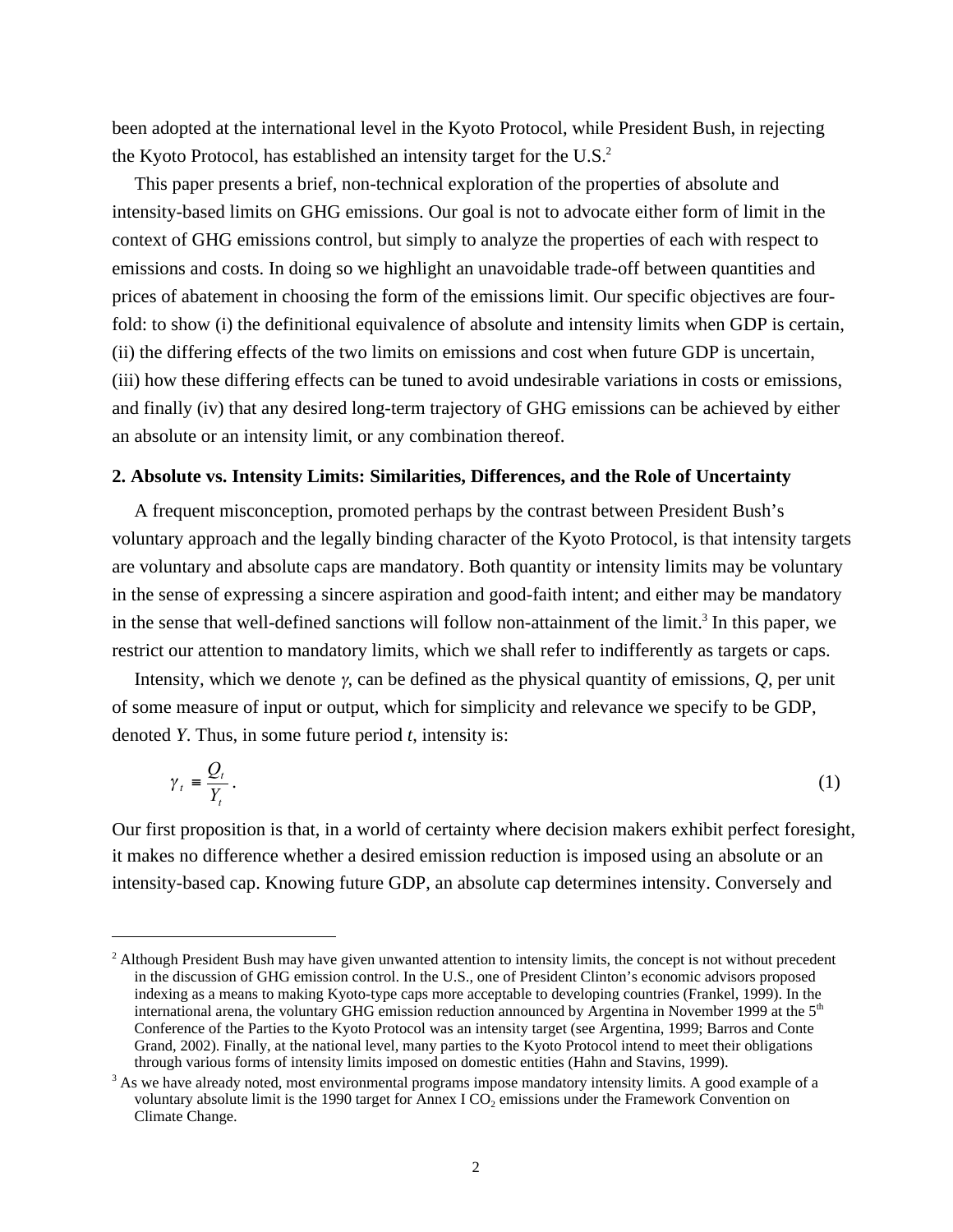been adopted at the international level in the Kyoto Protocol, while President Bush, in rejecting the Kyoto Protocol, has established an intensity target for the U.S.[2]

This paper presents a brief, non-technical exploration of the properties of absolute and intensity-based limits on GHG emissions. Our goal is not to advocate either form of limit in the context of GHG emissions control, but simply to analyze the properties of each with respect to emissions and costs. In doing so we highlight an unavoidable trade-off between quantities and prices of abatement in choosing the form of the emissions limit. Our specific objectives are four-fold: to show (i) the definitional equivalence of absolute and intensity limits when GDP is certain, (ii) the differing effects of the two limits on emissions and cost when future GDP is uncertain, (iii) how these differing effects can be tuned to avoid undesirable variations in costs or emissions, and finally (iv) that any desired long-term trajectory of GHG emissions can be achieved by either an absolute or an intensity limit, or any combination thereof.

## 2. Absolute vs. Intensity Limits: Similarities, Differences, and the Role of Uncertainty

A frequent misconception, promoted perhaps by the contrast between President Bush's voluntary approach and the legally binding character of the Kyoto Protocol, is that intensity targets are voluntary and absolute caps are mandatory. Both quantity or intensity limits may be voluntary in the sense of expressing a sincere aspiration and good-faith intent; and either may be mandatory in the sense that well-defined sanctions will follow non-attainment of the limit.[3] In this paper, we restrict our attention to mandatory limits, which we shall refer to indifferently as targets or caps.

Intensity, which we denote $\gamma$, can be defined as the physical quantity of emissions, $Q$, per unit of some measure of input or output, which for simplicity and relevance we specify to be GDP, denoted $Y$. Thus, in some future period $t$, intensity is:

$$\gamma_t \equiv \frac{Q_t}{Y_t}. \tag{1}$$

Our first proposition is that, in a world of certainty where decision makers exhibit perfect foresight, it makes no difference whether a desired emission reduction is imposed using an absolute or an intensity-based cap. Knowing future GDP, an absolute cap determines intensity. Conversely and

---

[2] Although President Bush may have given unwanted attention to intensity limits, the concept is not without precedent in the discussion of GHG emission control. In the U.S., one of President Clinton's economic advisors proposed indexing as a means to making Kyoto-type caps more acceptable to developing countries (Frankel, 1999). In the international arena, the voluntary GHG emission reduction announced by Argentina in November 1999 at the 5th Conference of the Parties to the Kyoto Protocol was an intensity target (see Argentina, 1999; Barros and Conte Grand, 2002). Finally, at the national level, many parties to the Kyoto Protocol intend to meet their obligations through various forms of intensity limits imposed on domestic entities (Hahn and Stavins, 1999).

[3] As we have already noted, most environmental programs impose mandatory intensity limits. A good example of a voluntary absolute limit is the 1990 target for Annex I $CO_2$ emissions under the Framework Convention on Climate Change.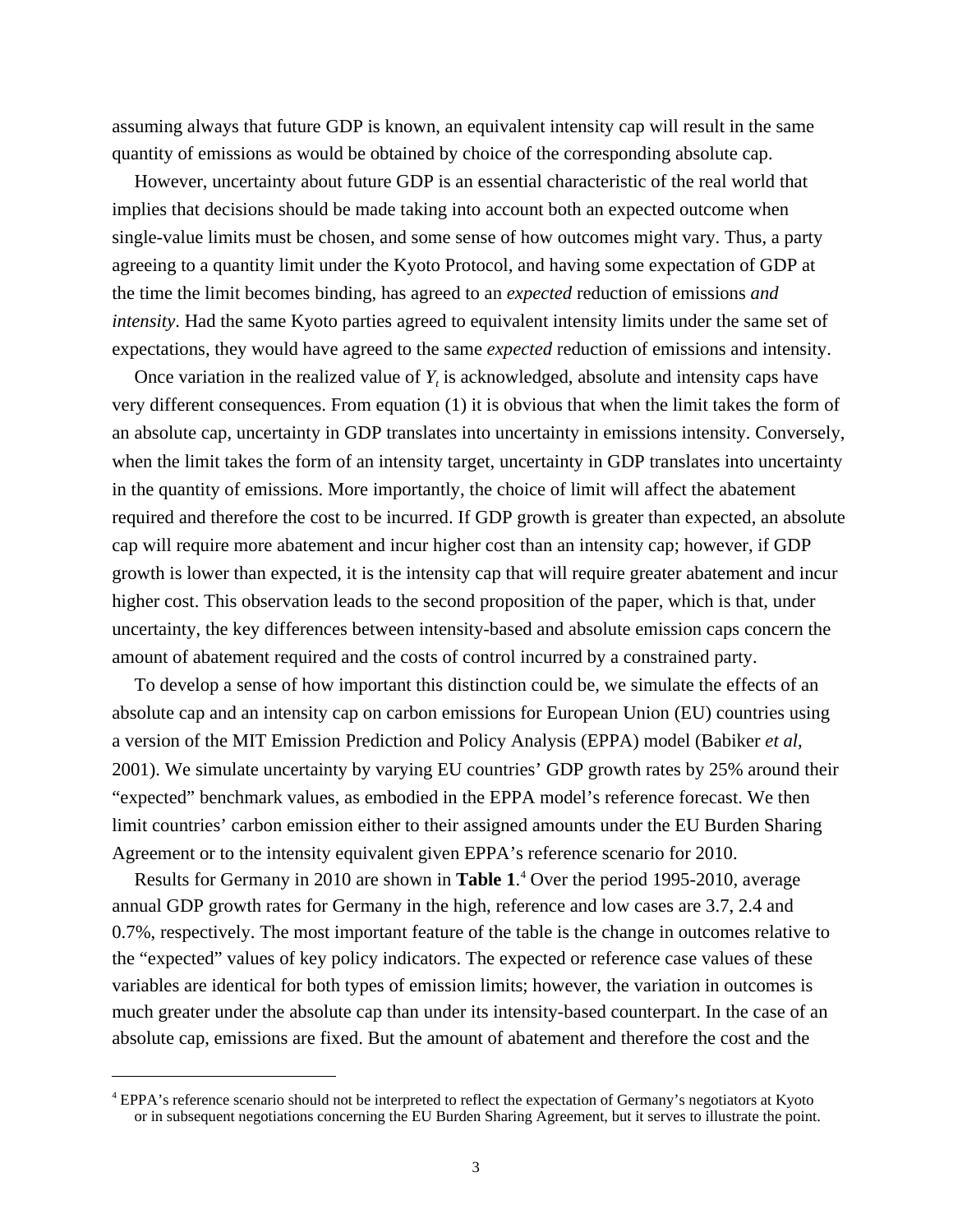assuming always that future GDP is known, an equivalent intensity cap will result in the same quantity of emissions as would be obtained by choice of the corresponding absolute cap.

However, uncertainty about future GDP is an essential characteristic of the real world that implies that decisions should be made taking into account both an expected outcome when single-value limits must be chosen, and some sense of how outcomes might vary. Thus, a party agreeing to a quantity limit under the Kyoto Protocol, and having some expectation of GDP at the time the limit becomes binding, has agreed to an *expected* reduction of emissions *and intensity*. Had the same Kyoto parties agreed to equivalent intensity limits under the same set of expectations, they would have agreed to the same *expected* reduction of emissions and intensity.

Once variation in the realized value of $Y_t$ is acknowledged, absolute and intensity caps have very different consequences. From equation (1) it is obvious that when the limit takes the form of an absolute cap, uncertainty in GDP translates into uncertainty in emissions intensity. Conversely, when the limit takes the form of an intensity target, uncertainty in GDP translates into uncertainty in the quantity of emissions. More importantly, the choice of limit will affect the abatement required and therefore the cost to be incurred. If GDP growth is greater than expected, an absolute cap will require more abatement and incur higher cost than an intensity cap; however, if GDP growth is lower than expected, it is the intensity cap that will require greater abatement and incur higher cost. This observation leads to the second proposition of the paper, which is that, under uncertainty, the key differences between intensity-based and absolute emission caps concern the amount of abatement required and the costs of control incurred by a constrained party.

To develop a sense of how important this distinction could be, we simulate the effects of an absolute cap and an intensity cap on carbon emissions for European Union (EU) countries using a version of the MIT Emission Prediction and Policy Analysis (EPPA) model (Babiker *et al*, 2001). We simulate uncertainty by varying EU countries' GDP growth rates by 25% around their "expected" benchmark values, as embodied in the EPPA model's reference forecast. We then limit countries' carbon emission either to their assigned amounts under the EU Burden Sharing Agreement or to the intensity equivalent given EPPA's reference scenario for 2010.

Results for Germany in 2010 are shown in **Table 1**.[4] Over the period 1995-2010, average annual GDP growth rates for Germany in the high, reference and low cases are 3.7, 2.4 and 0.7%, respectively. The most important feature of the table is the change in outcomes relative to the "expected" values of key policy indicators. The expected or reference case values of these variables are identical for both types of emission limits; however, the variation in outcomes is much greater under the absolute cap than under its intensity-based counterpart. In the case of an absolute cap, emissions are fixed. But the amount of abatement and therefore the cost and the

---

[4] EPPA's reference scenario should not be interpreted to reflect the expectation of Germany's negotiators at Kyoto or in subsequent negotiations concerning the EU Burden Sharing Agreement, but it serves to illustrate the point.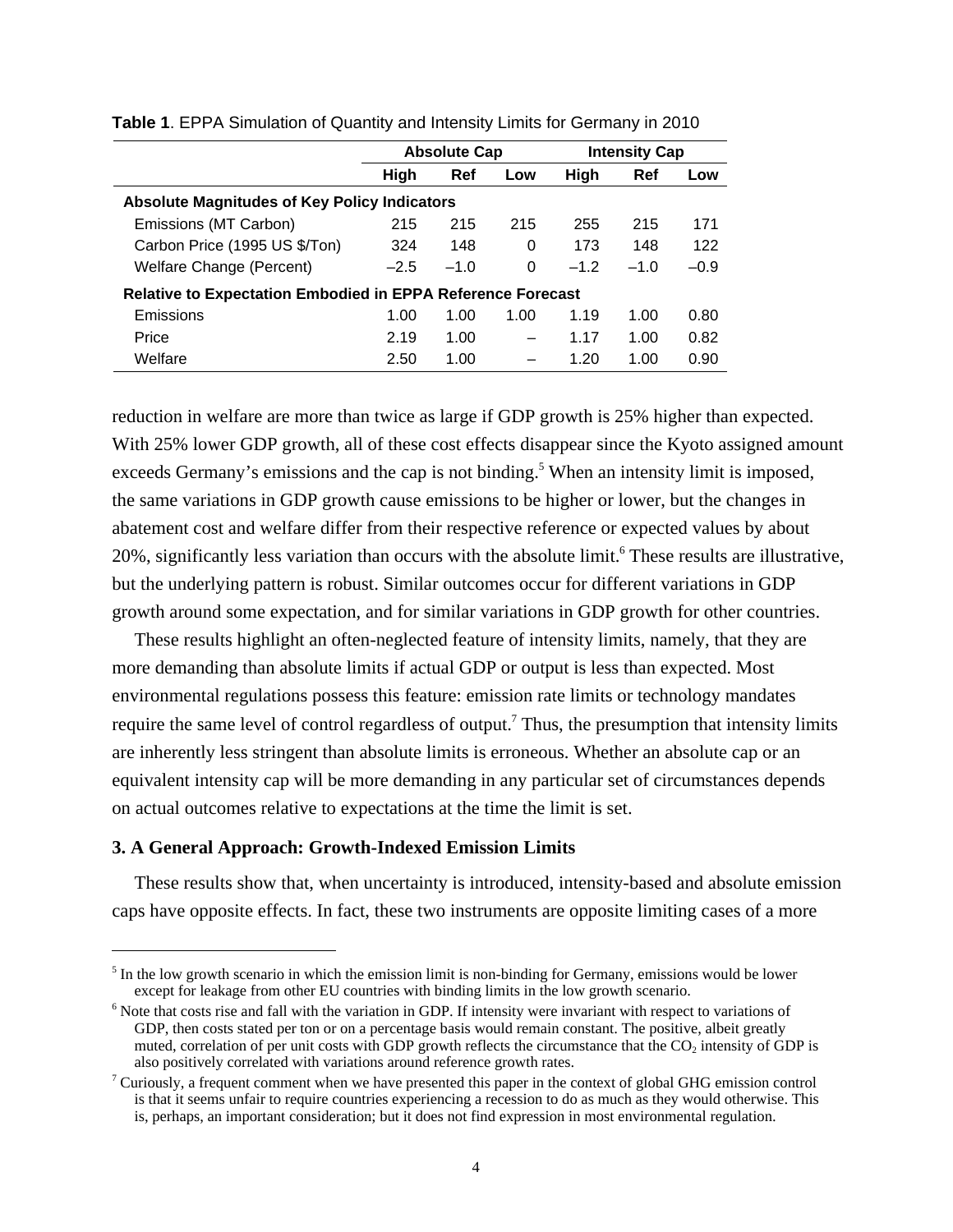**Table 1**. EPPA Simulation of Quantity and Intensity Limits for Germany in 2010

| | Absolute Cap | | | Intensity Cap | | |
|---|---|---|---|---|---|---|
| | **High** | **Ref** | **Low** | **High** | **Ref** | **Low** |
| **Absolute Magnitudes of Key Policy Indicators** | | | | | | |
| Emissions (MT Carbon) | 215 | 215 | 215 | 255 | 215 | 171 |
| Carbon Price (1995 US $/Ton) | 324 | 148 | 0 | 173 | 148 | 122 |
| Welfare Change (Percent) | –2.5 | –1.0 | 0 | –1.2 | –1.0 | –0.9 |
| **Relative to Expectation Embodied in EPPA Reference Forecast** | | | | | | |
| Emissions | 1.00 | 1.00 | 1.00 | 1.19 | 1.00 | 0.80 |
| Price | 2.19 | 1.00 | – | 1.17 | 1.00 | 0.82 |
| Welfare | 2.50 | 1.00 | – | 1.20 | 1.00 | 0.90 |

reduction in welfare are more than twice as large if GDP growth is 25% higher than expected. With 25% lower GDP growth, all of these cost effects disappear since the Kyoto assigned amount exceeds Germany's emissions and the cap is not binding.[5] When an intensity limit is imposed, the same variations in GDP growth cause emissions to be higher or lower, but the changes in abatement cost and welfare differ from their respective reference or expected values by about 20%, significantly less variation than occurs with the absolute limit.[6] These results are illustrative, but the underlying pattern is robust. Similar outcomes occur for different variations in GDP growth around some expectation, and for similar variations in GDP growth for other countries.

These results highlight an often-neglected feature of intensity limits, namely, that they are more demanding than absolute limits if actual GDP or output is less than expected. Most environmental regulations possess this feature: emission rate limits or technology mandates require the same level of control regardless of output.[7] Thus, the presumption that intensity limits are inherently less stringent than absolute limits is erroneous. Whether an absolute cap or an equivalent intensity cap will be more demanding in any particular set of circumstances depends on actual outcomes relative to expectations at the time the limit is set.

### 3. A General Approach: Growth-Indexed Emission Limits

These results show that, when uncertainty is introduced, intensity-based and absolute emission caps have opposite effects. In fact, these two instruments are opposite limiting cases of a more

---

[5] In the low growth scenario in which the emission limit is non-binding for Germany, emissions would be lower except for leakage from other EU countries with binding limits in the low growth scenario.

[6] Note that costs rise and fall with the variation in GDP. If intensity were invariant with respect to variations of GDP, then costs stated per ton or on a percentage basis would remain constant. The positive, albeit greatly muted, correlation of per unit costs with GDP growth reflects the circumstance that the $CO_2$ intensity of GDP is also positively correlated with variations around reference growth rates.

[7] Curiously, a frequent comment when we have presented this paper in the context of global GHG emission control is that it seems unfair to require countries experiencing a recession to do as much as they would otherwise. This is, perhaps, an important consideration; but it does not find expression in most environmental regulation.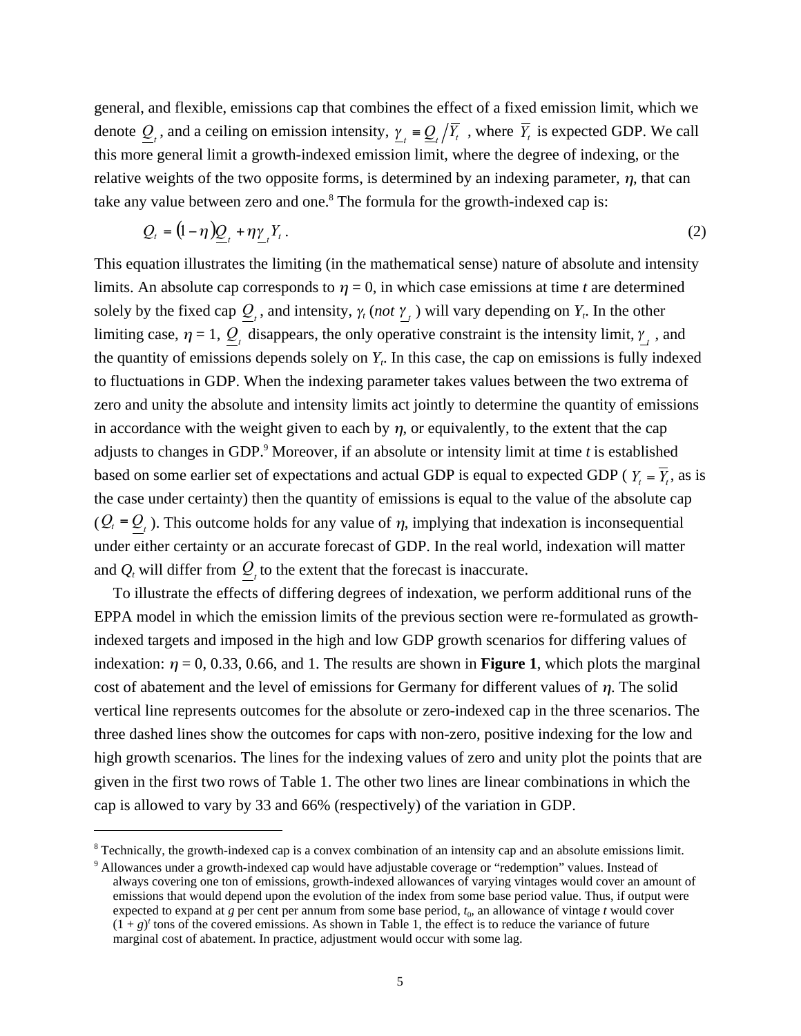general, and flexible, emissions cap that combines the effect of a fixed emission limit, which we denote $\underline{Q}_t$, and a ceiling on emission intensity, $\underline{\gamma}_t \equiv \underline{Q}_t / \overline{Y}_t$, where $\overline{Y}_t$ is expected GDP. We call this more general limit a growth-indexed emission limit, where the degree of indexing, or the relative weights of the two opposite forms, is determined by an indexing parameter, $\eta$, that can take any value between zero and one.[8] The formula for the growth-indexed cap is:

$$Q_t = (1-\eta)\underline{Q}_t + \eta \underline{\gamma}_t Y_t . \tag{2}$$

This equation illustrates the limiting (in the mathematical sense) nature of absolute and intensity limits. An absolute cap corresponds to $\eta = 0$, in which case emissions at time *t* are determined solely by the fixed cap $\underline{Q}_t$, and intensity, $\gamma_t$ (*not* $\underline{\gamma}_t$) will vary depending on $Y_t$. In the other limiting case, $\eta = 1$, $\underline{Q}_t$ disappears, the only operative constraint is the intensity limit, $\underline{\gamma}_t$, and the quantity of emissions depends solely on $Y_t$. In this case, the cap on emissions is fully indexed to fluctuations in GDP. When the indexing parameter takes values between the two extrema of zero and unity the absolute and intensity limits act jointly to determine the quantity of emissions in accordance with the weight given to each by $\eta$, or equivalently, to the extent that the cap adjusts to changes in GDP.[9] Moreover, if an absolute or intensity limit at time *t* is established based on some earlier set of expectations and actual GDP is equal to expected GDP ($Y_t = \overline{Y}_t$, as is the case under certainty) then the quantity of emissions is equal to the value of the absolute cap ($Q_t = \underline{Q}_t$). This outcome holds for any value of $\eta$, implying that indexation is inconsequential under either certainty or an accurate forecast of GDP. In the real world, indexation will matter and $Q_t$ will differ from $\underline{Q}_t$ to the extent that the forecast is inaccurate.

To illustrate the effects of differing degrees of indexation, we perform additional runs of the EPPA model in which the emission limits of the previous section were re-formulated as growth-indexed targets and imposed in the high and low GDP growth scenarios for differing values of indexation: $\eta = 0$, 0.33, 0.66, and 1. The results are shown in **Figure 1**, which plots the marginal cost of abatement and the level of emissions for Germany for different values of $\eta$. The solid vertical line represents outcomes for the absolute or zero-indexed cap in the three scenarios. The three dashed lines show the outcomes for caps with non-zero, positive indexing for the low and high growth scenarios. The lines for the indexing values of zero and unity plot the points that are given in the first two rows of Table 1. The other two lines are linear combinations in which the cap is allowed to vary by 33 and 66% (respectively) of the variation in GDP.

---

[8] Technically, the growth-indexed cap is a convex combination of an intensity cap and an absolute emissions limit.

[9] Allowances under a growth-indexed cap would have adjustable coverage or "redemption" values. Instead of always covering one ton of emissions, growth-indexed allowances of varying vintages would cover an amount of emissions that would depend upon the evolution of the index from some base period value. Thus, if output were expected to expand at *g* per cent per annum from some base period, $t_0$, an allowance of vintage *t* would cover $(1 + g)^t$ tons of the covered emissions. As shown in Table 1, the effect is to reduce the variance of future marginal cost of abatement. In practice, adjustment would occur with some lag.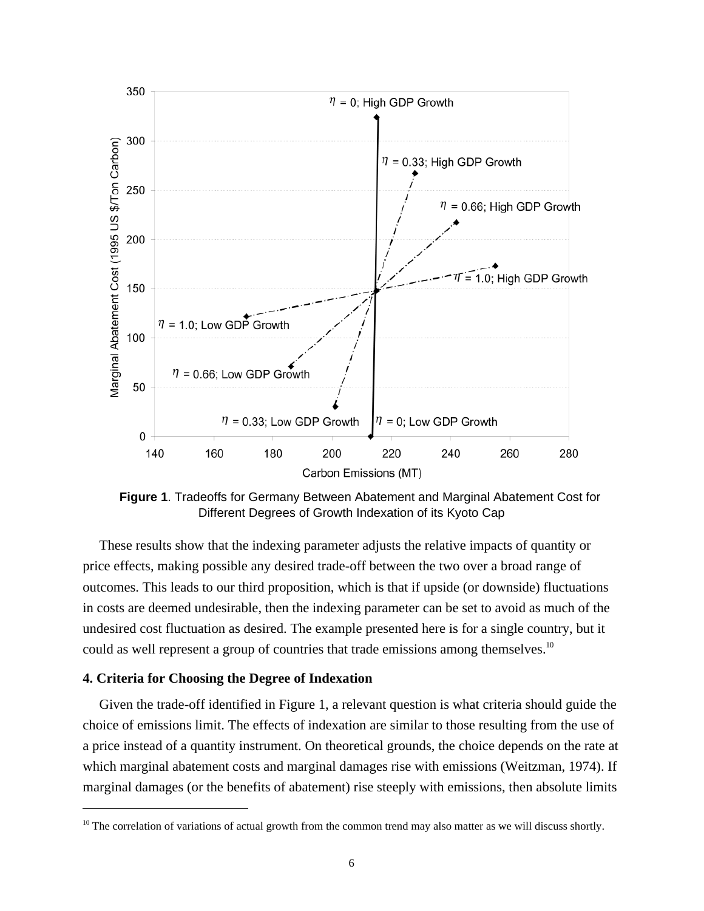**Figure 1**. Tradeoffs for Germany Between Abatement and Marginal Abatement Cost for Different Degrees of Growth Indexation of its Kyoto Cap

These results show that the indexing parameter adjusts the relative impacts of quantity or price effects, making possible any desired trade-off between the two over a broad range of outcomes. This leads to our third proposition, which is that if upside (or downside) fluctuations in costs are deemed undesirable, then the indexing parameter can be set to avoid as much of the undesired cost fluctuation as desired. The example presented here is for a single country, but it could as well represent a group of countries that trade emissions among themselves.[10]

## 4. Criteria for Choosing the Degree of Indexation

Given the trade-off identified in Figure 1, a relevant question is what criteria should guide the choice of emissions limit. The effects of indexation are similar to those resulting from the use of a price instead of a quantity instrument. On theoretical grounds, the choice depends on the rate at which marginal abatement costs and marginal damages rise with emissions (Weitzman, 1974). If marginal damages (or the benefits of abatement) rise steeply with emissions, then absolute limits

[10] The correlation of variations of actual growth from the common trend may also matter as we will discuss shortly.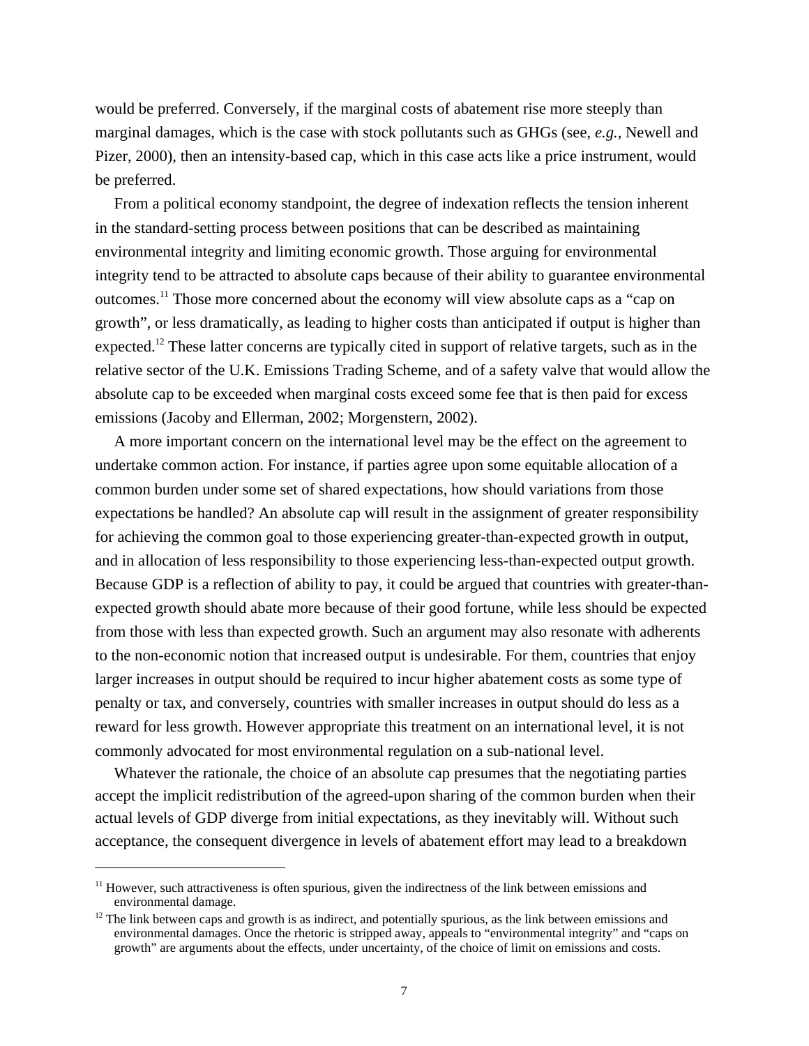would be preferred. Conversely, if the marginal costs of abatement rise more steeply than marginal damages, which is the case with stock pollutants such as GHGs (see, *e.g.,* Newell and Pizer, 2000), then an intensity-based cap, which in this case acts like a price instrument, would be preferred.

From a political economy standpoint, the degree of indexation reflects the tension inherent in the standard-setting process between positions that can be described as maintaining environmental integrity and limiting economic growth. Those arguing for environmental integrity tend to be attracted to absolute caps because of their ability to guarantee environmental outcomes.[11] Those more concerned about the economy will view absolute caps as a "cap on growth", or less dramatically, as leading to higher costs than anticipated if output is higher than expected.[12] These latter concerns are typically cited in support of relative targets, such as in the relative sector of the U.K. Emissions Trading Scheme, and of a safety valve that would allow the absolute cap to be exceeded when marginal costs exceed some fee that is then paid for excess emissions (Jacoby and Ellerman, 2002; Morgenstern, 2002).

A more important concern on the international level may be the effect on the agreement to undertake common action. For instance, if parties agree upon some equitable allocation of a common burden under some set of shared expectations, how should variations from those expectations be handled? An absolute cap will result in the assignment of greater responsibility for achieving the common goal to those experiencing greater-than-expected growth in output, and in allocation of less responsibility to those experiencing less-than-expected output growth. Because GDP is a reflection of ability to pay, it could be argued that countries with greater-than-expected growth should abate more because of their good fortune, while less should be expected from those with less than expected growth. Such an argument may also resonate with adherents to the non-economic notion that increased output is undesirable. For them, countries that enjoy larger increases in output should be required to incur higher abatement costs as some type of penalty or tax, and conversely, countries with smaller increases in output should do less as a reward for less growth. However appropriate this treatment on an international level, it is not commonly advocated for most environmental regulation on a sub-national level.

Whatever the rationale, the choice of an absolute cap presumes that the negotiating parties accept the implicit redistribution of the agreed-upon sharing of the common burden when their actual levels of GDP diverge from initial expectations, as they inevitably will. Without such acceptance, the consequent divergence in levels of abatement effort may lead to a breakdown

[11] However, such attractiveness is often spurious, given the indirectness of the link between emissions and environmental damage.

[12] The link between caps and growth is as indirect, and potentially spurious, as the link between emissions and environmental damages. Once the rhetoric is stripped away, appeals to "environmental integrity" and "caps on growth" are arguments about the effects, under uncertainty, of the choice of limit on emissions and costs.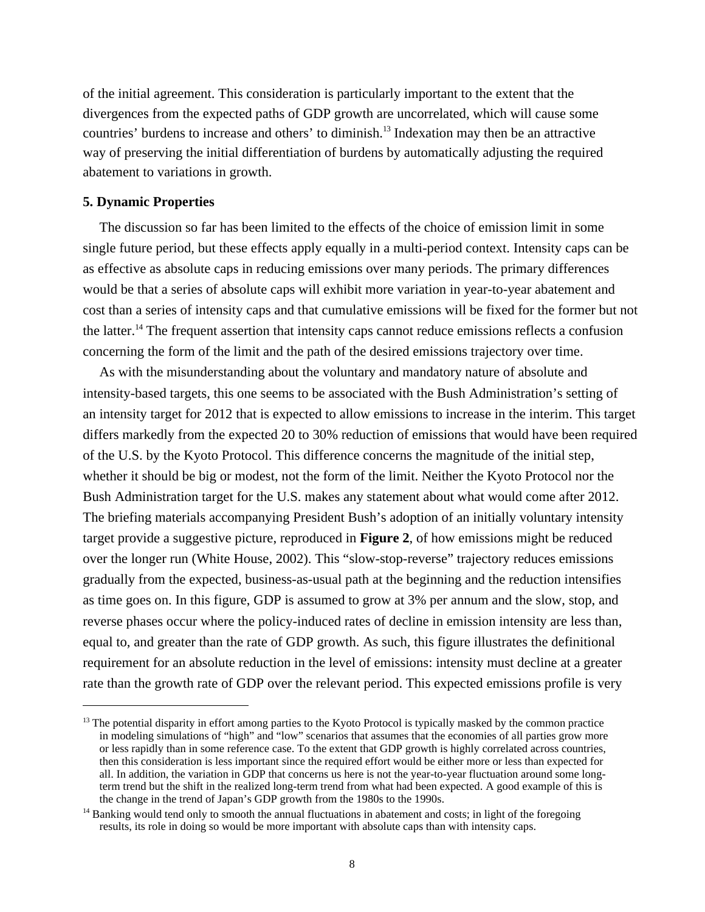of the initial agreement. This consideration is particularly important to the extent that the divergences from the expected paths of GDP growth are uncorrelated, which will cause some countries' burdens to increase and others' to diminish.[13] Indexation may then be an attractive way of preserving the initial differentiation of burdens by automatically adjusting the required abatement to variations in growth.

## 5. Dynamic Properties

The discussion so far has been limited to the effects of the choice of emission limit in some single future period, but these effects apply equally in a multi-period context. Intensity caps can be as effective as absolute caps in reducing emissions over many periods. The primary differences would be that a series of absolute caps will exhibit more variation in year-to-year abatement and cost than a series of intensity caps and that cumulative emissions will be fixed for the former but not the latter.[14] The frequent assertion that intensity caps cannot reduce emissions reflects a confusion concerning the form of the limit and the path of the desired emissions trajectory over time.

As with the misunderstanding about the voluntary and mandatory nature of absolute and intensity-based targets, this one seems to be associated with the Bush Administration's setting of an intensity target for 2012 that is expected to allow emissions to increase in the interim. This target differs markedly from the expected 20 to 30% reduction of emissions that would have been required of the U.S. by the Kyoto Protocol. This difference concerns the magnitude of the initial step, whether it should be big or modest, not the form of the limit. Neither the Kyoto Protocol nor the Bush Administration target for the U.S. makes any statement about what would come after 2012. The briefing materials accompanying President Bush's adoption of an initially voluntary intensity target provide a suggestive picture, reproduced in **Figure 2**, of how emissions might be reduced over the longer run (White House, 2002). This "slow-stop-reverse" trajectory reduces emissions gradually from the expected, business-as-usual path at the beginning and the reduction intensifies as time goes on. In this figure, GDP is assumed to grow at 3% per annum and the slow, stop, and reverse phases occur where the policy-induced rates of decline in emission intensity are less than, equal to, and greater than the rate of GDP growth. As such, this figure illustrates the definitional requirement for an absolute reduction in the level of emissions: intensity must decline at a greater rate than the growth rate of GDP over the relevant period. This expected emissions profile is very

---

[13] The potential disparity in effort among parties to the Kyoto Protocol is typically masked by the common practice in modeling simulations of "high" and "low" scenarios that assumes that the economies of all parties grow more or less rapidly than in some reference case. To the extent that GDP growth is highly correlated across countries, then this consideration is less important since the required effort would be either more or less than expected for all. In addition, the variation in GDP that concerns us here is not the year-to-year fluctuation around some long-term trend but the shift in the realized long-term trend from what had been expected. A good example of this is the change in the trend of Japan's GDP growth from the 1980s to the 1990s.

[14] Banking would tend only to smooth the annual fluctuations in abatement and costs; in light of the foregoing results, its role in doing so would be more important with absolute caps than with intensity caps.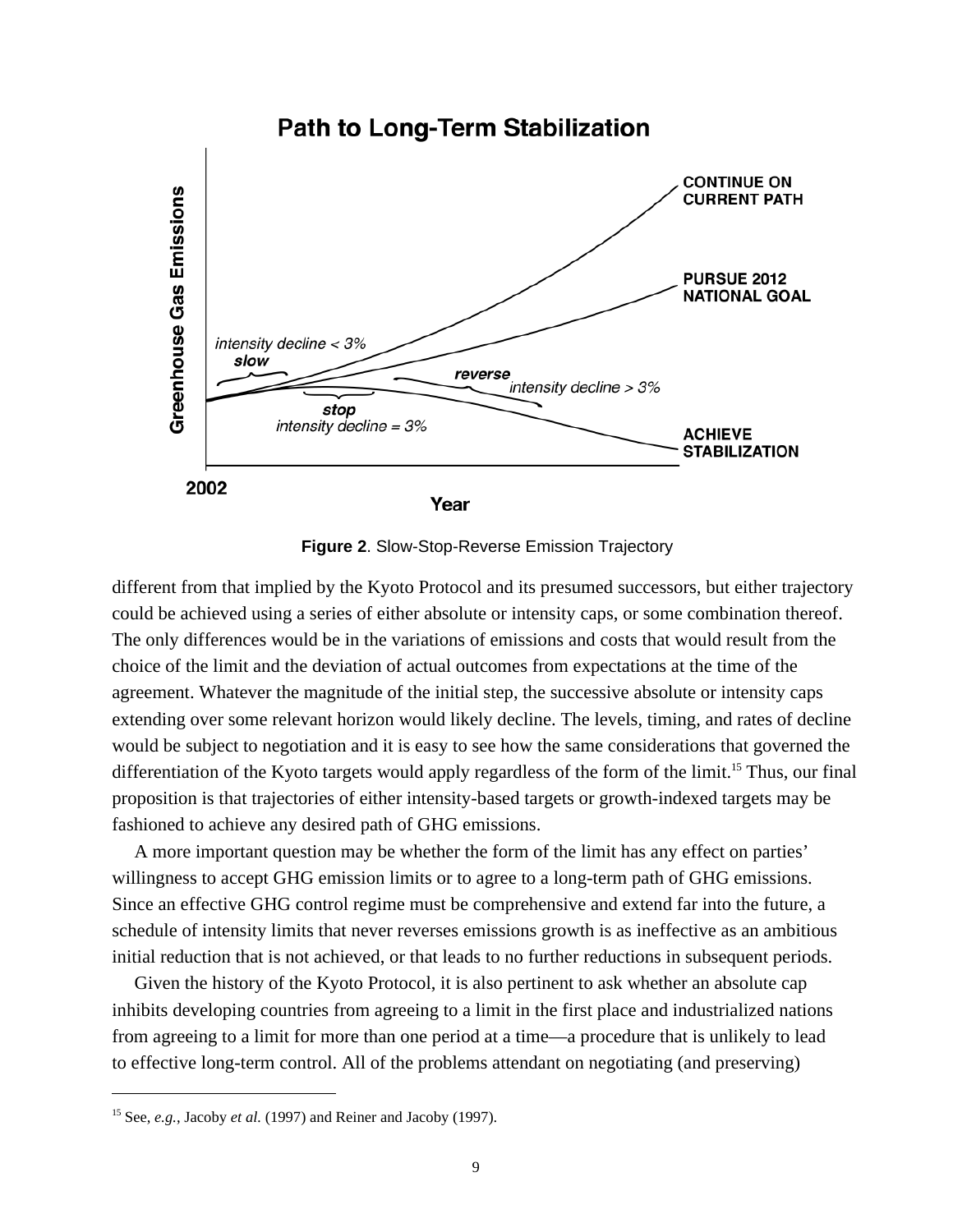**Figure 2**. Slow-Stop-Reverse Emission Trajectory

different from that implied by the Kyoto Protocol and its presumed successors, but either trajectory could be achieved using a series of either absolute or intensity caps, or some combination thereof. The only differences would be in the variations of emissions and costs that would result from the choice of the limit and the deviation of actual outcomes from expectations at the time of the agreement. Whatever the magnitude of the initial step, the successive absolute or intensity caps extending over some relevant horizon would likely decline. The levels, timing, and rates of decline would be subject to negotiation and it is easy to see how the same considerations that governed the differentiation of the Kyoto targets would apply regardless of the form of the limit.[15] Thus, our final proposition is that trajectories of either intensity-based targets or growth-indexed targets may be fashioned to achieve any desired path of GHG emissions.

A more important question may be whether the form of the limit has any effect on parties' willingness to accept GHG emission limits or to agree to a long-term path of GHG emissions. Since an effective GHG control regime must be comprehensive and extend far into the future, a schedule of intensity limits that never reverses emissions growth is as ineffective as an ambitious initial reduction that is not achieved, or that leads to no further reductions in subsequent periods.

Given the history of the Kyoto Protocol, it is also pertinent to ask whether an absolute cap inhibits developing countries from agreeing to a limit in the first place and industrialized nations from agreeing to a limit for more than one period at a time—a procedure that is unlikely to lead to effective long-term control. All of the problems attendant on negotiating (and preserving)

[15] See, *e.g.*, Jacoby *et al.* (1997) and Reiner and Jacoby (1997).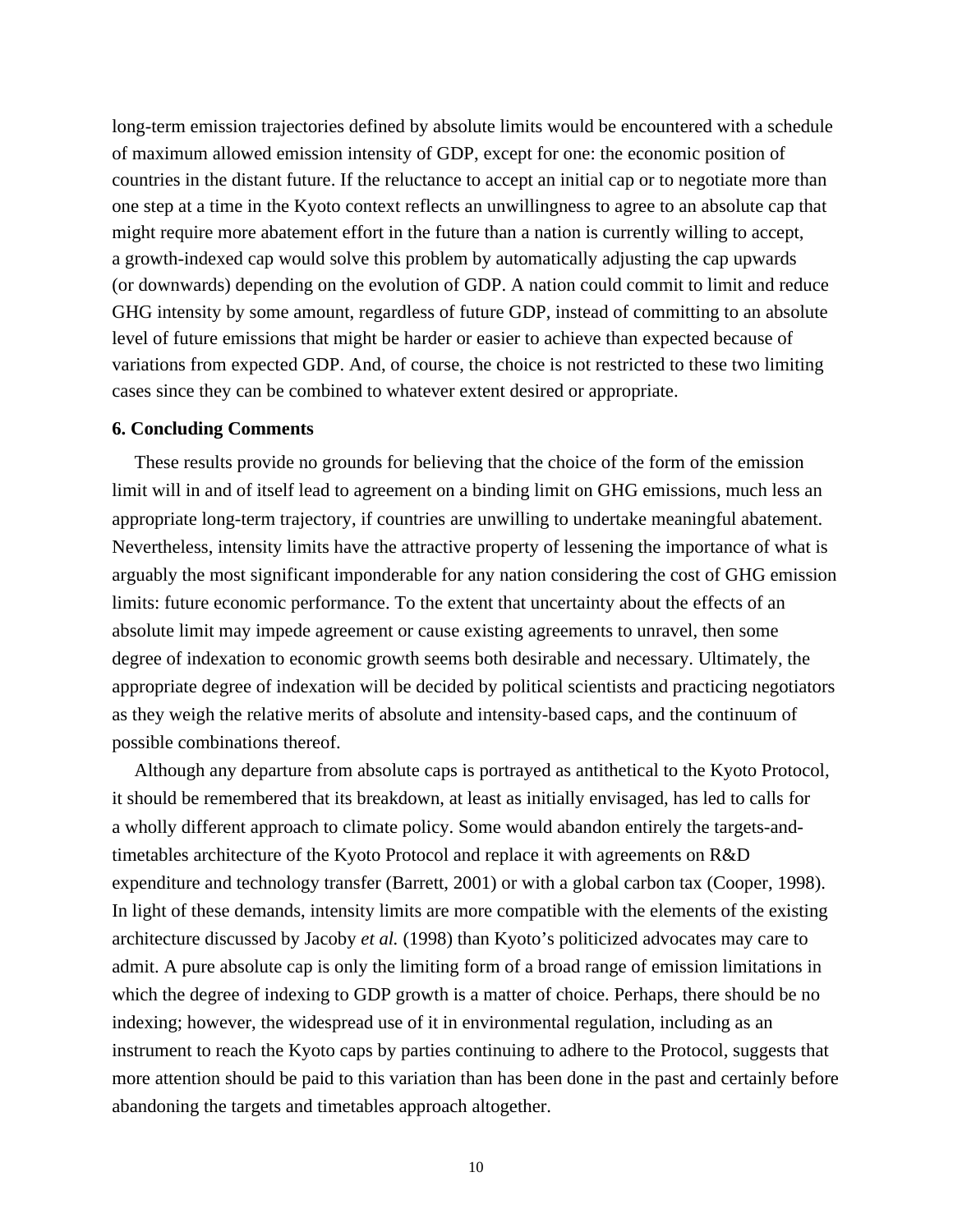long-term emission trajectories defined by absolute limits would be encountered with a schedule of maximum allowed emission intensity of GDP, except for one: the economic position of countries in the distant future. If the reluctance to accept an initial cap or to negotiate more than one step at a time in the Kyoto context reflects an unwillingness to agree to an absolute cap that might require more abatement effort in the future than a nation is currently willing to accept, a growth-indexed cap would solve this problem by automatically adjusting the cap upwards (or downwards) depending on the evolution of GDP. A nation could commit to limit and reduce GHG intensity by some amount, regardless of future GDP, instead of committing to an absolute level of future emissions that might be harder or easier to achieve than expected because of variations from expected GDP. And, of course, the choice is not restricted to these two limiting cases since they can be combined to whatever extent desired or appropriate.

## 6. Concluding Comments

These results provide no grounds for believing that the choice of the form of the emission limit will in and of itself lead to agreement on a binding limit on GHG emissions, much less an appropriate long-term trajectory, if countries are unwilling to undertake meaningful abatement. Nevertheless, intensity limits have the attractive property of lessening the importance of what is arguably the most significant imponderable for any nation considering the cost of GHG emission limits: future economic performance. To the extent that uncertainty about the effects of an absolute limit may impede agreement or cause existing agreements to unravel, then some degree of indexation to economic growth seems both desirable and necessary. Ultimately, the appropriate degree of indexation will be decided by political scientists and practicing negotiators as they weigh the relative merits of absolute and intensity-based caps, and the continuum of possible combinations thereof.

Although any departure from absolute caps is portrayed as antithetical to the Kyoto Protocol, it should be remembered that its breakdown, at least as initially envisaged, has led to calls for a wholly different approach to climate policy. Some would abandon entirely the targets-and-timetables architecture of the Kyoto Protocol and replace it with agreements on R&D expenditure and technology transfer (Barrett, 2001) or with a global carbon tax (Cooper, 1998). In light of these demands, intensity limits are more compatible with the elements of the existing architecture discussed by Jacoby *et al.* (1998) than Kyoto's politicized advocates may care to admit. A pure absolute cap is only the limiting form of a broad range of emission limitations in which the degree of indexing to GDP growth is a matter of choice. Perhaps, there should be no indexing; however, the widespread use of it in environmental regulation, including as an instrument to reach the Kyoto caps by parties continuing to adhere to the Protocol, suggests that more attention should be paid to this variation than has been done in the past and certainly before abandoning the targets and timetables approach altogether.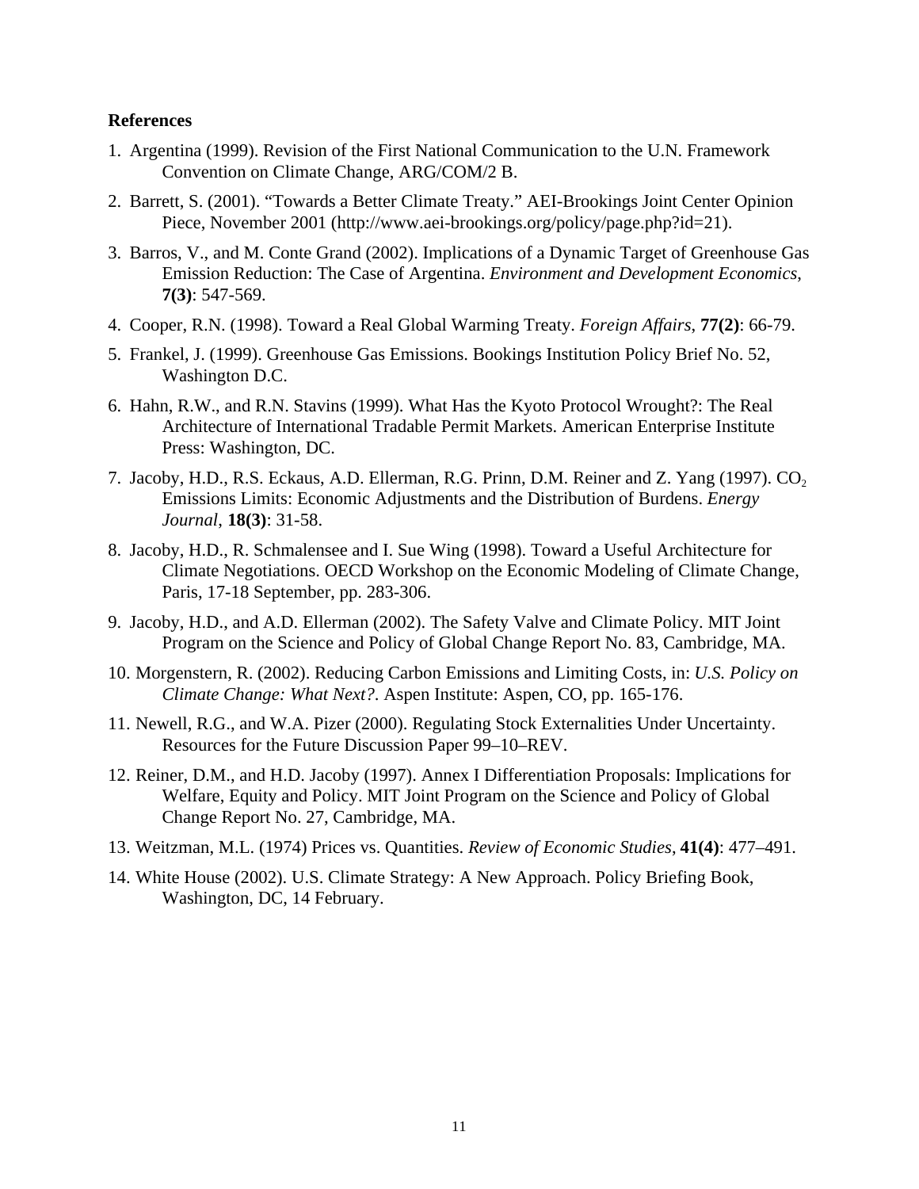**References**

1. Argentina (1999). Revision of the First National Communication to the U.N. Framework Convention on Climate Change, ARG/COM/2 B.
2. Barrett, S. (2001). "Towards a Better Climate Treaty." AEI-Brookings Joint Center Opinion Piece, November 2001 (http://www.aei-brookings.org/policy/page.php?id=21).
3. Barros, V., and M. Conte Grand (2002). Implications of a Dynamic Target of Greenhouse Gas Emission Reduction: The Case of Argentina. *Environment and Development Economics*, **7(3)**: 547-569.
4. Cooper, R.N. (1998). Toward a Real Global Warming Treaty. *Foreign Affairs*, **77(2)**: 66-79.
5. Frankel, J. (1999). Greenhouse Gas Emissions. Bookings Institution Policy Brief No. 52, Washington D.C.
6. Hahn, R.W., and R.N. Stavins (1999). What Has the Kyoto Protocol Wrought?: The Real Architecture of International Tradable Permit Markets. American Enterprise Institute Press: Washington, DC.
7. Jacoby, H.D., R.S. Eckaus, A.D. Ellerman, R.G. Prinn, D.M. Reiner and Z. Yang (1997). $CO_2$ Emissions Limits: Economic Adjustments and the Distribution of Burdens. *Energy Journal*, **18(3)**: 31-58.
8. Jacoby, H.D., R. Schmalensee and I. Sue Wing (1998). Toward a Useful Architecture for Climate Negotiations. OECD Workshop on the Economic Modeling of Climate Change, Paris, 17-18 September, pp. 283-306.
9. Jacoby, H.D., and A.D. Ellerman (2002). The Safety Valve and Climate Policy. MIT Joint Program on the Science and Policy of Global Change Report No. 83, Cambridge, MA.
10. Morgenstern, R. (2002). Reducing Carbon Emissions and Limiting Costs, in: *U.S. Policy on Climate Change: What Next?.* Aspen Institute: Aspen, CO, pp. 165-176.
11. Newell, R.G., and W.A. Pizer (2000). Regulating Stock Externalities Under Uncertainty. Resources for the Future Discussion Paper 99–10–REV.
12. Reiner, D.M., and H.D. Jacoby (1997). Annex I Differentiation Proposals: Implications for Welfare, Equity and Policy. MIT Joint Program on the Science and Policy of Global Change Report No. 27, Cambridge, MA.
13. Weitzman, M.L. (1974) Prices vs. Quantities. *Review of Economic Studies*, **41(4)**: 477–491.
14. White House (2002). U.S. Climate Strategy: A New Approach. Policy Briefing Book, Washington, DC, 14 February.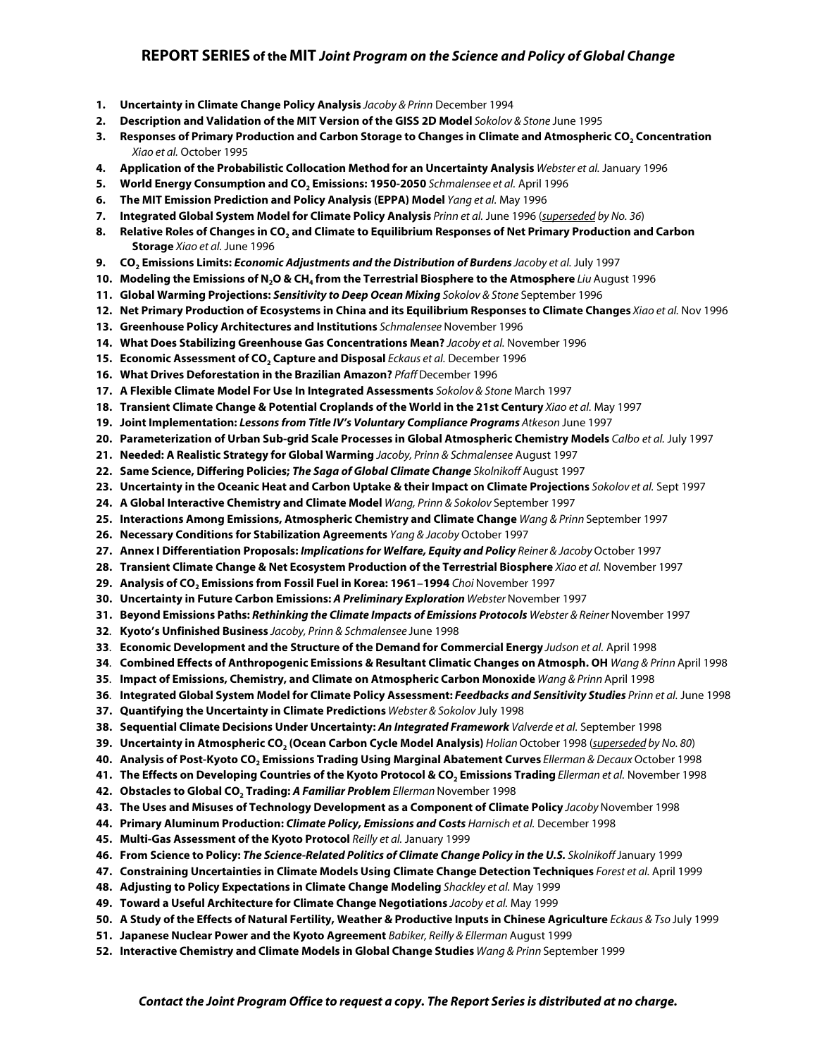## REPORT SERIES of the MIT *Joint Program on the Science and Policy of Global Change*

1. **Uncertainty in Climate Change Policy Analysis** *Jacoby & Prinn* December 1994
2. **Description and Validation of the MIT Version of the GISS 2D Model** *Sokolov & Stone* June 1995
3. **Responses of Primary Production and Carbon Storage to Changes in Climate and Atmospheric $CO_2$ Concentration** *Xiao et al.* October 1995
4. **Application of the Probabilistic Collocation Method for an Uncertainty Analysis** *Webster et al.* January 1996
5. **World Energy Consumption and $CO_2$ Emissions: 1950-2050** *Schmalensee et al.* April 1996
6. **The MIT Emission Prediction and Policy Analysis (EPPA) Model** *Yang et al.* May 1996
7. **Integrated Global System Model for Climate Policy Analysis** *Prinn et al.* June 1996 (*superseded by No. 36*)
8. **Relative Roles of Changes in $CO_2$ and Climate to Equilibrium Responses of Net Primary Production and Carbon Storage** *Xiao et al.* June 1996
9. **$CO_2$ Emissions Limits: *Economic Adjustments and the Distribution of Burdens*** *Jacoby et al.* July 1997
10. **Modeling the Emissions of $N_2O$ & $CH_4$ from the Terrestrial Biosphere to the Atmosphere** *Liu* August 1996
11. **Global Warming Projections: *Sensitivity to Deep Ocean Mixing*** *Sokolov & Stone* September 1996
12. **Net Primary Production of Ecosystems in China and its Equilibrium Responses to Climate Changes** *Xiao et al.* Nov 1996
13. **Greenhouse Policy Architectures and Institutions** *Schmalensee* November 1996
14. **What Does Stabilizing Greenhouse Gas Concentrations Mean?** *Jacoby et al.* November 1996
15. **Economic Assessment of $CO_2$ Capture and Disposal** *Eckaus et al.* December 1996
16. **What Drives Deforestation in the Brazilian Amazon?** *Pfaff* December 1996
17. **A Flexible Climate Model For Use In Integrated Assessments** *Sokolov & Stone* March 1997
18. **Transient Climate Change & Potential Croplands of the World in the 21st Century** *Xiao et al.* May 1997
19. **Joint Implementation: *Lessons from Title IV's Voluntary Compliance Programs*** *Atkeson* June 1997
20. **Parameterization of Urban Sub-grid Scale Processes in Global Atmospheric Chemistry Models** *Calbo et al.* July 1997
21. **Needed: A Realistic Strategy for Global Warming** *Jacoby, Prinn & Schmalensee* August 1997
22. **Same Science, Differing Policies; *The Saga of Global Climate Change*** *Skolnikoff* August 1997
23. **Uncertainty in the Oceanic Heat and Carbon Uptake & their Impact on Climate Projections** *Sokolov et al.* Sept 1997
24. **A Global Interactive Chemistry and Climate Model** *Wang, Prinn & Sokolov* September 1997
25. **Interactions Among Emissions, Atmospheric Chemistry and Climate Change** *Wang & Prinn* September 1997
26. **Necessary Conditions for Stabilization Agreements** *Yang & Jacoby* October 1997
27. **Annex I Differentiation Proposals: *Implications for Welfare, Equity and Policy*** *Reiner & Jacoby* October 1997
28. **Transient Climate Change & Net Ecosystem Production of the Terrestrial Biosphere** *Xiao et al.* November 1997
29. **Analysis of $CO_2$ Emissions from Fossil Fuel in Korea: 1961–1994** *Choi* November 1997
30. **Uncertainty in Future Carbon Emissions: *A Preliminary Exploration*** *Webster* November 1997
31. **Beyond Emissions Paths: *Rethinking the Climate Impacts of Emissions Protocols*** *Webster & Reiner* November 1997
32. **Kyoto's Unfinished Business** *Jacoby, Prinn & Schmalensee* June 1998
33. **Economic Development and the Structure of the Demand for Commercial Energy** *Judson et al.* April 1998
34. **Combined Effects of Anthropogenic Emissions & Resultant Climatic Changes on Atmosph. OH** *Wang & Prinn* April 1998
35. **Impact of Emissions, Chemistry, and Climate on Atmospheric Carbon Monoxide** *Wang & Prinn* April 1998
36. **Integrated Global System Model for Climate Policy Assessment: *Feedbacks and Sensitivity Studies*** *Prinn et al.* June 1998
37. **Quantifying the Uncertainty in Climate Predictions** *Webster & Sokolov* July 1998
38. **Sequential Climate Decisions Under Uncertainty: *An Integrated Framework*** *Valverde et al.* September 1998
39. **Uncertainty in Atmospheric $CO_2$ (Ocean Carbon Cycle Model Analysis)** *Holian* October 1998 (*superseded by No. 80*)
40. **Analysis of Post-Kyoto $CO_2$ Emissions Trading Using Marginal Abatement Curves** *Ellerman & Decaux* October 1998
41. **The Effects on Developing Countries of the Kyoto Protocol & $CO_2$ Emissions Trading** *Ellerman et al.* November 1998
42. **Obstacles to Global $CO_2$ Trading: *A Familiar Problem*** *Ellerman* November 1998
43. **The Uses and Misuses of Technology Development as a Component of Climate Policy** *Jacoby* November 1998
44. **Primary Aluminum Production: *Climate Policy, Emissions and Costs*** *Harnisch et al.* December 1998
45. **Multi-Gas Assessment of the Kyoto Protocol** *Reilly et al.* January 1999
46. **From Science to Policy: *The Science-Related Politics of Climate Change Policy in the U.S.*** *Skolnikoff* January 1999
47. **Constraining Uncertainties in Climate Models Using Climate Change Detection Techniques** *Forest et al.* April 1999
48. **Adjusting to Policy Expectations in Climate Change Modeling** *Shackley et al.* May 1999
49. **Toward a Useful Architecture for Climate Change Negotiations** *Jacoby et al.* May 1999
50. **A Study of the Effects of Natural Fertility, Weather & Productive Inputs in Chinese Agriculture** *Eckaus & Tso* July 1999
51. **Japanese Nuclear Power and the Kyoto Agreement** *Babiker, Reilly & Ellerman* August 1999
52. **Interactive Chemistry and Climate Models in Global Change Studies** *Wang & Prinn* September 1999

***Contact the Joint Program Office to request a copy. The Report Series is distributed at no charge.***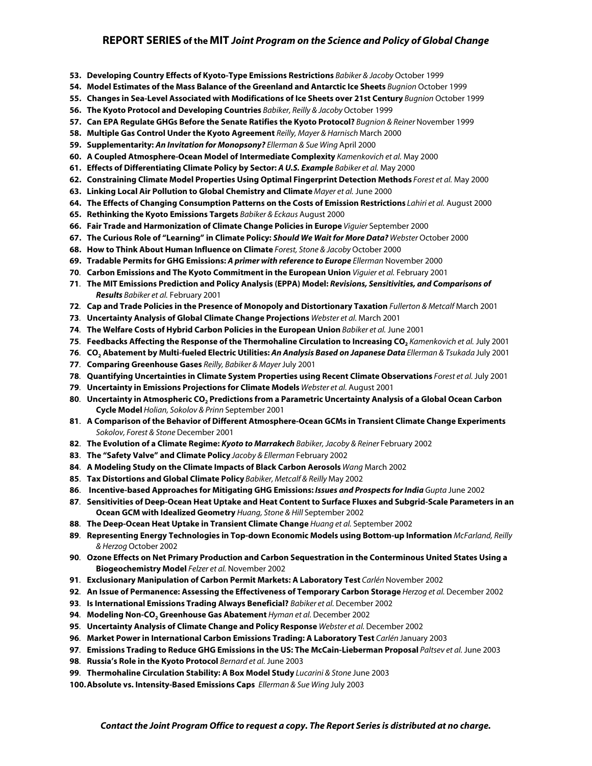## REPORT SERIES of the MIT *Joint Program on the Science and Policy of Global Change*

53. **Developing Country Effects of Kyoto-Type Emissions Restrictions** *Babiker & Jacoby* October 1999
54. **Model Estimates of the Mass Balance of the Greenland and Antarctic Ice Sheets** *Bugnion* October 1999
55. **Changes in Sea-Level Associated with Modifications of Ice Sheets over 21st Century** *Bugnion* October 1999
56. **The Kyoto Protocol and Developing Countries** *Babiker, Reilly & Jacoby* October 1999
57. **Can EPA Regulate GHGs Before the Senate Ratifies the Kyoto Protocol?** *Bugnion & Reiner* November 1999
58. **Multiple Gas Control Under the Kyoto Agreement** *Reilly, Mayer & Harnisch* March 2000
59. **Supplementarity: *An Invitation for Monopsony?*** *Ellerman & Sue Wing* April 2000
60. **A Coupled Atmosphere-Ocean Model of Intermediate Complexity** *Kamenkovich et al.* May 2000
61. **Effects of Differentiating Climate Policy by Sector: *A U.S. Example*** *Babiker et al.* May 2000
62. **Constraining Climate Model Properties Using Optimal Fingerprint Detection Methods** *Forest et al.* May 2000
63. **Linking Local Air Pollution to Global Chemistry and Climate** *Mayer et al.* June 2000
64. **The Effects of Changing Consumption Patterns on the Costs of Emission Restrictions** *Lahiri et al.* August 2000
65. **Rethinking the Kyoto Emissions Targets** *Babiker & Eckaus* August 2000
66. **Fair Trade and Harmonization of Climate Change Policies in Europe** *Viguier* September 2000
67. **The Curious Role of "Learning" in Climate Policy: *Should We Wait for More Data?*** *Webster* October 2000
68. **How to Think About Human Influence on Climate** *Forest, Stone & Jacoby* October 2000
69. **Tradable Permits for GHG Emissions: *A primer with reference to Europe*** *Ellerman* November 2000
70. **Carbon Emissions and The Kyoto Commitment in the European Union** *Viguier et al.* February 2001
71. **The MIT Emissions Prediction and Policy Analysis (EPPA) Model: *Revisions, Sensitivities, and Comparisons of Results*** *Babiker et al.* February 2001
72. **Cap and Trade Policies in the Presence of Monopoly and Distortionary Taxation** *Fullerton & Metcalf* March 2001
73. **Uncertainty Analysis of Global Climate Change Projections** *Webster et al.* March 2001
74. **The Welfare Costs of Hybrid Carbon Policies in the European Union** *Babiker et al.* June 2001
75. **Feedbacks Affecting the Response of the Thermohaline Circulation to Increasing $CO_2$** *Kamenkovich et al.* July 2001
76. **$CO_2$ Abatement by Multi-fueled Electric Utilities: *An Analysis Based on Japanese Data*** *Ellerman & Tsukada* July 2001
77. **Comparing Greenhouse Gases** *Reilly, Babiker & Mayer* July 2001
78. **Quantifying Uncertainties in Climate System Properties using Recent Climate Observations** *Forest et al.* July 2001
79. **Uncertainty in Emissions Projections for Climate Models** *Webster et al.* August 2001
80. **Uncertainty in Atmospheric $CO_2$ Predictions from a Parametric Uncertainty Analysis of a Global Ocean Carbon Cycle Model** *Holian, Sokolov & Prinn* September 2001
81. **A Comparison of the Behavior of Different Atmosphere-Ocean GCMs in Transient Climate Change Experiments** *Sokolov, Forest & Stone* December 2001
82. **The Evolution of a Climate Regime: *Kyoto to Marrakech*** *Babiker, Jacoby & Reiner* February 2002
83. **The "Safety Valve" and Climate Policy** *Jacoby & Ellerman* February 2002
84. **A Modeling Study on the Climate Impacts of Black Carbon Aerosols** *Wang* March 2002
85. **Tax Distortions and Global Climate Policy** *Babiker, Metcalf & Reilly* May 2002
86. **Incentive-based Approaches for Mitigating GHG Emissions: *Issues and Prospects for India*** *Gupta* June 2002
87. **Sensitivities of Deep-Ocean Heat Uptake and Heat Content to Surface Fluxes and Subgrid-Scale Parameters in an Ocean GCM with Idealized Geometry** *Huang, Stone & Hill* September 2002
88. **The Deep-Ocean Heat Uptake in Transient Climate Change** *Huang et al.* September 2002
89. **Representing Energy Technologies in Top-down Economic Models using Bottom-up Information** *McFarland, Reilly & Herzog* October 2002
90. **Ozone Effects on Net Primary Production and Carbon Sequestration in the Conterminous United States Using a Biogeochemistry Model** *Felzer et al.* November 2002
91. **Exclusionary Manipulation of Carbon Permit Markets: A Laboratory Test** *Carlén* November 2002
92. **An Issue of Permanence: Assessing the Effectiveness of Temporary Carbon Storage** *Herzog et al.* December 2002
93. **Is International Emissions Trading Always Beneficial?** *Babiker et al.* December 2002
94. **Modeling Non-$CO_2$ Greenhouse Gas Abatement** *Hyman et al.* December 2002
95. **Uncertainty Analysis of Climate Change and Policy Response** *Webster et al.* December 2002
96. **Market Power in International Carbon Emissions Trading: A Laboratory Test** *Carlén* January 2003
97. **Emissions Trading to Reduce GHG Emissions in the US: The McCain-Lieberman Proposal** *Paltsev et al.* June 2003
98. **Russia's Role in the Kyoto Protocol** *Bernard et al.* June 2003
99. **Thermohaline Circulation Stability: A Box Model Study** *Lucarini & Stone* June 2003
100. **Absolute vs. Intensity-Based Emissions Caps** *Ellerman & Sue Wing* July 2003

***Contact the Joint Program Office to request a copy. The Report Series is distributed at no charge.***